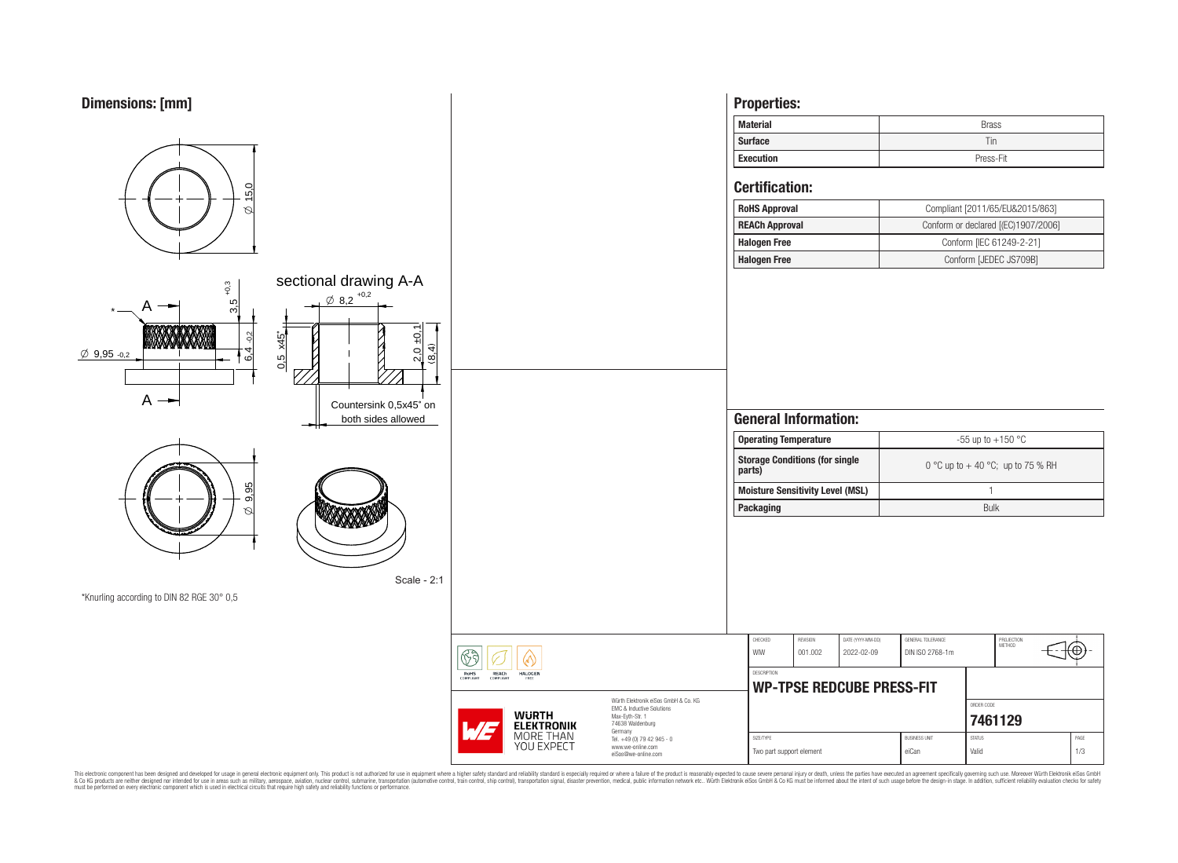## Dimensions: [mm]

Ø 15,0

sectional drawing A-A

Ø 8,2 +0,2

3,5 +0,3

6,4 -0,2

Ø 9,95 -0,2

0,5 x45°

2,0 ±0,1

(8,4)

Countersink 0,5x45° on both sides allowed

Ø 9,95

Scale - 2:1

*Knurling according to DIN 82 RGE 30° 0,5

## Properties:

| Material | Brass |
|---|---|
| Surface | Tin |
| Execution | Press-Fit |

## Certification:

| RoHS Approval | Compliant [2011/65/EU&2015/863] |
|---|---|
| REACh Approval | Conform or declared [(EC)1907/2006] |
| Halogen Free | Conform [IEC 61249-2-21] |
| Halogen Free | Conform [JEDEC JS709B] |

## General Information:

| Operating Temperature | -55 up to +150 °C |
|---|---|
| Storage Conditions (for single parts) | 0 °C up to + 40 °C; up to 75 % RH |
| Moisture Sensitivity Level (MSL) | 1 |
| Packaging | Bulk |

| CHECKED | REVISION | DATE (YYYY-MM-DD) | GENERAL TOLERANCE | PROJECTION METHOD |
|---|---|---|---|---|
| WIW | 001.002 | 2022-02-09 | DIN ISO 2768-1m | |

DESCRIPTION: **WP-TPSE REDCUBE PRESS-FIT**

ORDER CODE: **7461129**

| SIZE/TYPE | BUSINESS UNIT | STATUS | PAGE |
|---|---|---|---|
| Two part support element | eiCan | Valid | 1/3 |

RoHS COMPLIANT | REACh COMPLIANT | HALOGEN FREE

WÜRTH ELEKTRONIK MORE THAN YOU EXPECT

Würth Elektronik eiSos GmbH & Co. KG
EMC & Inductive Solutions
Max-Eyth-Str. 1
74638 Waldenburg
Germany
Tel. +49 (0) 79 42 945 - 0
www.we-online.com
eiSos@we-online.com

This electronic component has been designed and developed for usage in general electronic equipment only. This product is not authorized for use in equipment where a higher safety standard and reliability standard is especially required or where a failure of the product is reasonably expected to cause severe personal injury or death, unless the parties have executed an agreement specifically governing such use. Moreover Würth Elektronik eiSos GmbH & Co KG products are neither designed nor intended for use in areas such as military, aerospace, aviation, nuclear control, submarine, transportation (automotive control, train control, ship control), transportation signal, disaster prevention, medical, public information network etc.. Würth Elektronik eiSos GmbH & Co KG must be informed about the intent of such usage before the design-in stage. In addition, sufficient reliability evaluation checks for safety must be performed on every electronic component which is used in electrical circuits that require high safety and reliability functions or performance.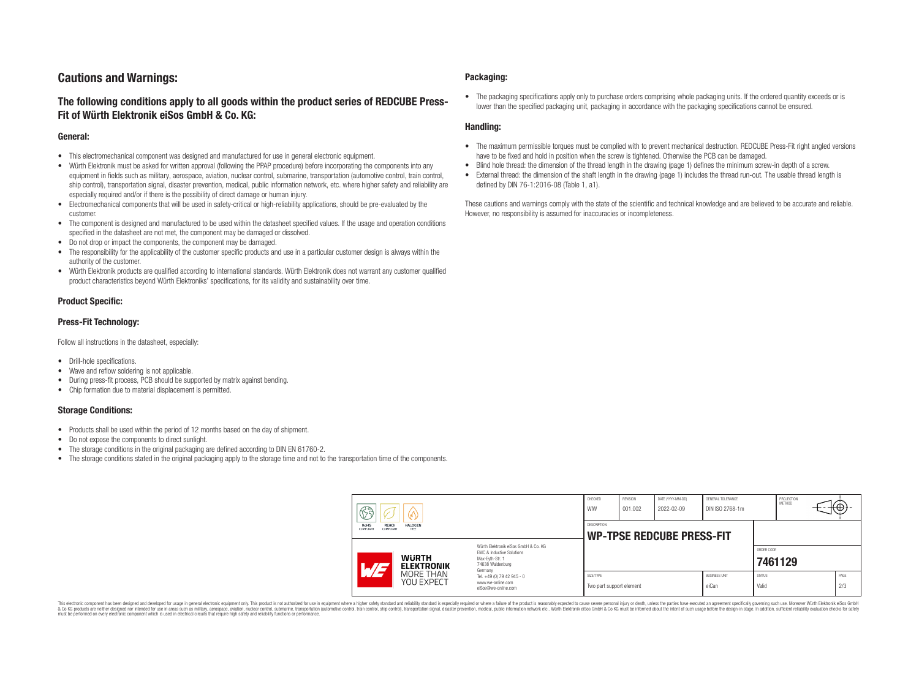# Cautions and Warnings:

## The following conditions apply to all goods within the product series of REDCUBE Press-Fit of Würth Elektronik eiSos GmbH & Co. KG:

### General:

- This electromechanical component was designed and manufactured for use in general electronic equipment.
- Würth Elektronik must be asked for written approval (following the PPAP procedure) before incorporating the components into any equipment in fields such as military, aerospace, aviation, nuclear control, submarine, transportation (automotive control, train control, ship control), transportation signal, disaster prevention, medical, public information network, etc. where higher safety and reliability are especially required and/or if there is the possibility of direct damage or human injury.
- Electromechanical components that will be used in safety-critical or high-reliability applications, should be pre-evaluated by the customer.
- The component is designed and manufactured to be used within the datasheet specified values. If the usage and operation conditions specified in the datasheet are not met, the component may be damaged or dissolved.
- Do not drop or impact the components, the component may be damaged.
- The responsibility for the applicability of the customer specific products and use in a particular customer design is always within the authority of the customer.
- Würth Elektronik products are qualified according to international standards. Würth Elektronik does not warrant any customer qualified product characteristics beyond Würth Elektroniks' specifications, for its validity and sustainability over time.

### Product Specific:

### Press-Fit Technology:

Follow all instructions in the datasheet, especially:

- Drill-hole specifications.
- Wave and reflow soldering is not applicable.
- During press-fit process, PCB should be supported by matrix against bending.
- Chip formation due to material displacement is permitted.

### Storage Conditions:

- Products shall be used within the period of 12 months based on the day of shipment.
- Do not expose the components to direct sunlight.
- The storage conditions in the original packaging are defined according to DIN EN 61760-2.
- The storage conditions stated in the original packaging apply to the storage time and not to the transportation time of the components.

### Packaging:

- The packaging specifications apply only to purchase orders comprising whole packaging units. If the ordered quantity exceeds or is lower than the specified packaging unit, packaging in accordance with the packaging specifications cannot be ensured.

### Handling:

- The maximum permissible torques must be complied with to prevent mechanical destruction. REDCUBE Press-Fit right angled versions have to be fixed and hold in position when the screw is tightened. Otherwise the PCB can be damaged.
- Blind hole thread: the dimension of the thread length in the drawing (page 1) defines the minimum screw-in depth of a screw.
- External thread: the dimension of the shaft length in the drawing (page 1) includes the thread run-out. The usable thread length is defined by DIN 76-1:2016-08 (Table 1, a1).

These cautions and warnings comply with the state of the scientific and technical knowledge and are believed to be accurate and reliable. However, no responsibility is assumed for inaccuracies or incompleteness.

| CHECKED | REVISION | DATE (YYYY-MM-DD) | GENERAL TOLERANCE | PROJECTION METHOD |
|---|---|---|---|---|
| WIW | 001.002 | 2022-02-09 | DIN ISO 2768-1m | |

DESCRIPTION: **WP-TPSE REDCUBE PRESS-FIT**

ORDER CODE: **7461129**

| SIZE/TYPE | BUSINESS UNIT | STATUS | PAGE |
|---|---|---|---|
| Two part support element | eiCan | Valid | 2/3 |

Würth Elektronik eiSos GmbH & Co. KG
EMC & Inductive Solutions
Max-Eyth-Str. 1
74638 Waldenburg
Germany
Tel. +49 (0) 79 42 945 - 0
www.we-online.com
eiSos@we-online.com

This electronic component has been designed and developed for usage in general electronic equipment only. This product is not authorized for use in equipment where a higher safety standard and reliability standard is especially required or where a failure of the product is reasonably expected to cause severe personal injury or death, unless the parties have executed an agreement specifically governing such use. Moreover Würth Elektronik eiSos GmbH & Co KG products are neither designed nor intended for use in areas such as military, aerospace, aviation, nuclear control, submarine, transportation (automotive control, train control, ship control), transportation signal, disaster prevention, medical, public information network etc.. Würth Elektronik eiSos GmbH & Co KG must be informed about the intent of such usage before the design-in stage. In addition, sufficient reliability evaluation checks for safety must be performed on every electronic component which is used in electrical circuits that require high safety and reliability functions or performance.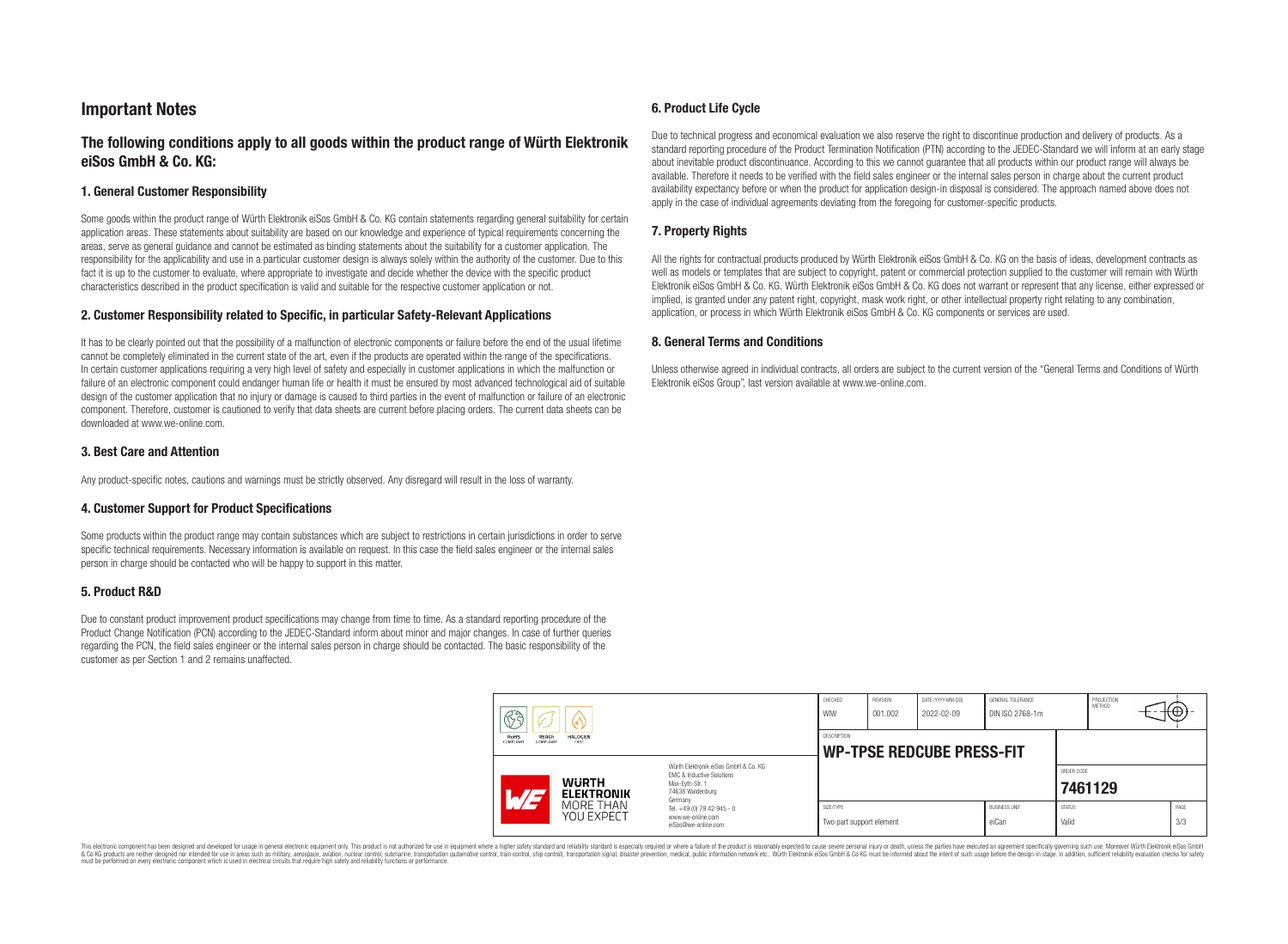# Important Notes

## The following conditions apply to all goods within the product range of Würth Elektronik eiSos GmbH & Co. KG:

### 1. General Customer Responsibility

Some goods within the product range of Würth Elektronik eiSos GmbH & Co. KG contain statements regarding general suitability for certain application areas. These statements about suitability are based on our knowledge and experience of typical requirements concerning the areas, serve as general guidance and cannot be estimated as binding statements about the suitability for a customer application. The responsibility for the applicability and use in a particular customer design is always solely within the authority of the customer. Due to this fact it is up to the customer to evaluate, where appropriate to investigate and decide whether the device with the specific product characteristics described in the product specification is valid and suitable for the respective customer application or not.

### 2. Customer Responsibility related to Specific, in particular Safety-Relevant Applications

It has to be clearly pointed out that the possibility of a malfunction of electronic components or failure before the end of the usual lifetime cannot be completely eliminated in the current state of the art, even if the products are operated within the range of the specifications. In certain customer applications requiring a very high level of safety and especially in customer applications in which the malfunction or failure of an electronic component could endanger human life or health it must be ensured by most advanced technological aid of suitable design of the customer application that no injury or damage is caused to third parties in the event of malfunction or failure of an electronic component. Therefore, customer is cautioned to verify that data sheets are current before placing orders. The current data sheets can be downloaded at www.we-online.com.

### 3. Best Care and Attention

Any product-specific notes, cautions and warnings must be strictly observed. Any disregard will result in the loss of warranty.

### 4. Customer Support for Product Specifications

Some products within the product range may contain substances which are subject to restrictions in certain jurisdictions in order to serve specific technical requirements. Necessary information is available on request. In this case the field sales engineer or the internal sales person in charge should be contacted who will be happy to support in this matter.

### 5. Product R&D

Due to constant product improvement product specifications may change from time to time. As a standard reporting procedure of the Product Change Notification (PCN) according to the JEDEC-Standard inform about minor and major changes. In case of further queries regarding the PCN, the field sales engineer or the internal sales person in charge should be contacted. The basic responsibility of the customer as per Section 1 and 2 remains unaffected.

### 6. Product Life Cycle

Due to technical progress and economical evaluation we also reserve the right to discontinue production and delivery of products. As a standard reporting procedure of the Product Termination Notification (PTN) according to the JEDEC-Standard we will inform at an early stage about inevitable product discontinuance. According to this we cannot guarantee that all products within our product range will always be available. Therefore it needs to be verified with the field sales engineer or the internal sales person in charge about the current product availability expectancy before or when the product for application design-in disposal is considered. The approach named above does not apply in the case of individual agreements deviating from the foregoing for customer-specific products.

### 7. Property Rights

All the rights for contractual products produced by Würth Elektronik eiSos GmbH & Co. KG on the basis of ideas, development contracts as well as models or templates that are subject to copyright, patent or commercial protection supplied to the customer will remain with Würth Elektronik eiSos GmbH & Co. KG. Würth Elektronik eiSos GmbH & Co. KG does not warrant or represent that any license, either expressed or implied, is granted under any patent right, copyright, mask work right, or other intellectual property right relating to any combination, application, or process in which Würth Elektronik eiSos GmbH & Co. KG components or services are used.

### 8. General Terms and Conditions

Unless otherwise agreed in individual contracts, all orders are subject to the current version of the "General Terms and Conditions of Würth Elektronik eiSos Group", last version available at www.we-online.com.

| | | | | | | |
|---|---|---|---|---|---|---|
| RoHS COMPLIANT / REACh COMPLIANT / HALOGEN FREE | CHECKED: WIW | REVISION: 001.002 | DATE (YYYY-MM-DD): 2022-02-09 | GENERAL TOLERANCE: DIN ISO 2768-1m | PROJECTION METHOD | |
| | DESCRIPTION: **WP-TPSE REDCUBE PRESS-FIT** | | | | | |
| WÜRTH ELEKTRONIK MORE THAN YOU EXPECT — Würth Elektronik eiSos GmbH & Co. KG, EMC & Inductive Solutions, Max-Eyth-Str. 1, 74638 Waldenburg, Germany, Tel. +49 (0) 79 42 945 - 0, www.we-online.com, eiSos@we-online.com | | | | | ORDER CODE: **7461129** | |
| | SIZE/TYPE: Two part support element | | | BUSINESS UNIT: eiCan | STATUS: Valid | PAGE: 3/3 |

This electronic component has been designed and developed for usage in general electronic equipment only. This product is not authorized for use in equipment where a higher safety standard and reliability standard is especially required or where a failure of the product is reasonably expected to cause severe personal injury or death, unless the parties have executed an agreement specifically governing such use. Moreover Würth Elektronik eiSos GmbH & Co KG products are neither designed nor intended for use in areas such as military, aerospace, aviation, nuclear control, submarine, transportation (automotive control, train control, ship control), transportation signal, disaster prevention, medical, public information network etc.. Würth Elektronik eiSos GmbH & Co KG must be informed about the intent of such usage before the design-in stage. In addition, sufficient reliability evaluation checks for safety must be performed on every electronic component which is used in electrical circuits that require high safety and reliability functions or performance.